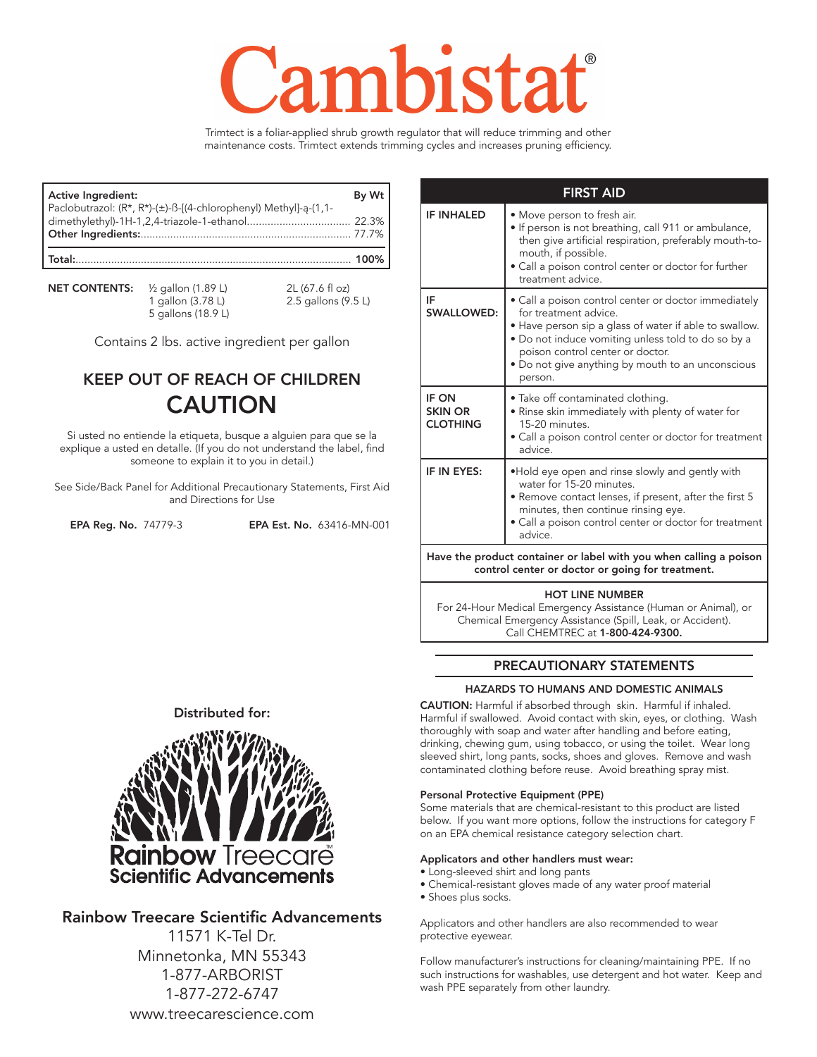# Cambistat®

Trimtect is a foliar-applied shrub growth regulator that will reduce trimming and other maintenance costs. Trimtect extends trimming cycles and increases pruning efficiency.

| **Active Ingredient:** | **By Wt** |
|---|---|
| Paclobutrazol: (R\*, R\*)-(±)-ß-[(4-chlorophenyl) Methyl]-ą-(1,1-dimethylethyl)-1H-1,2,4-triazole-1-ethanol | 22.3% |
| **Other Ingredients:** | 77.7% |
| **Total:** | **100%** |

**NET CONTENTS:** ½ gallon (1.89 L) 2L (67.6 fl oz) 1 gallon (3.78 L) 2.5 gallons (9.5 L) 5 gallons (18.9 L)

Contains 2 lbs. active ingredient per gallon

## KEEP OUT OF REACH OF CHILDREN

## CAUTION

Si usted no entiende la etiqueta, busque a alguien para que se la explique a usted en detalle. (If you do not understand the label, find someone to explain it to you in detail.)

See Side/Back Panel for Additional Precautionary Statements, First Aid and Directions for Use

**EPA Reg. No.** 74779-3 **EPA Est. No.** 63416-MN-001

**Distributed for:**

**Rainbow Treecare Scientific Advancements**

**Rainbow Treecare Scientific Advancements**
11571 K-Tel Dr.
Minnetonka, MN 55343
1-877-ARBORIST
1-877-272-6747
www.treecarescience.com

| **FIRST AID** | |
|---|---|
| **IF INHALED** | • Move person to fresh air.<br>• If person is not breathing, call 911 or ambulance, then give artificial respiration, preferably mouth-to-mouth, if possible.<br>• Call a poison control center or doctor for further treatment advice. |
| **IF SWALLOWED:** | • Call a poison control center or doctor immediately for treatment advice.<br>• Have person sip a glass of water if able to swallow.<br>• Do not induce vomiting unless told to do so by a poison control center or doctor.<br>• Do not give anything by mouth to an unconscious person. |
| **IF ON SKIN OR CLOTHING** | • Take off contaminated clothing.<br>• Rinse skin immediately with plenty of water for 15-20 minutes.<br>• Call a poison control center or doctor for treatment advice. |
| **IF IN EYES:** | •Hold eye open and rinse slowly and gently with water for 15-20 minutes.<br>• Remove contact lenses, if present, after the first 5 minutes, then continue rinsing eye.<br>• Call a poison control center or doctor for treatment advice. |
| **Have the product container or label with you when calling a poison control center or doctor or going for treatment.** | |
| **HOT LINE NUMBER**<br>For 24-Hour Medical Emergency Assistance (Human or Animal), or Chemical Emergency Assistance (Spill, Leak, or Accident). Call CHEMTREC at **1-800-424-9300.** | |

## PRECAUTIONARY STATEMENTS

### HAZARDS TO HUMANS AND DOMESTIC ANIMALS

**CAUTION:** Harmful if absorbed through skin. Harmful if inhaled. Harmful if swallowed. Avoid contact with skin, eyes, or clothing. Wash thoroughly with soap and water after handling and before eating, drinking, chewing gum, using tobacco, or using the toilet. Wear long sleeved shirt, long pants, socks, shoes and gloves. Remove and wash contaminated clothing before reuse. Avoid breathing spray mist.

**Personal Protective Equipment (PPE)**

Some materials that are chemical-resistant to this product are listed below. If you want more options, follow the instructions for category F on an EPA chemical resistance category selection chart.

**Applicators and other handlers must wear:**

- Long-sleeved shirt and long pants
- Chemical-resistant gloves made of any water proof material
- Shoes plus socks.

Applicators and other handlers are also recommended to wear protective eyewear.

Follow manufacturer's instructions for cleaning/maintaining PPE. If no such instructions for washables, use detergent and hot water. Keep and wash PPE separately from other laundry.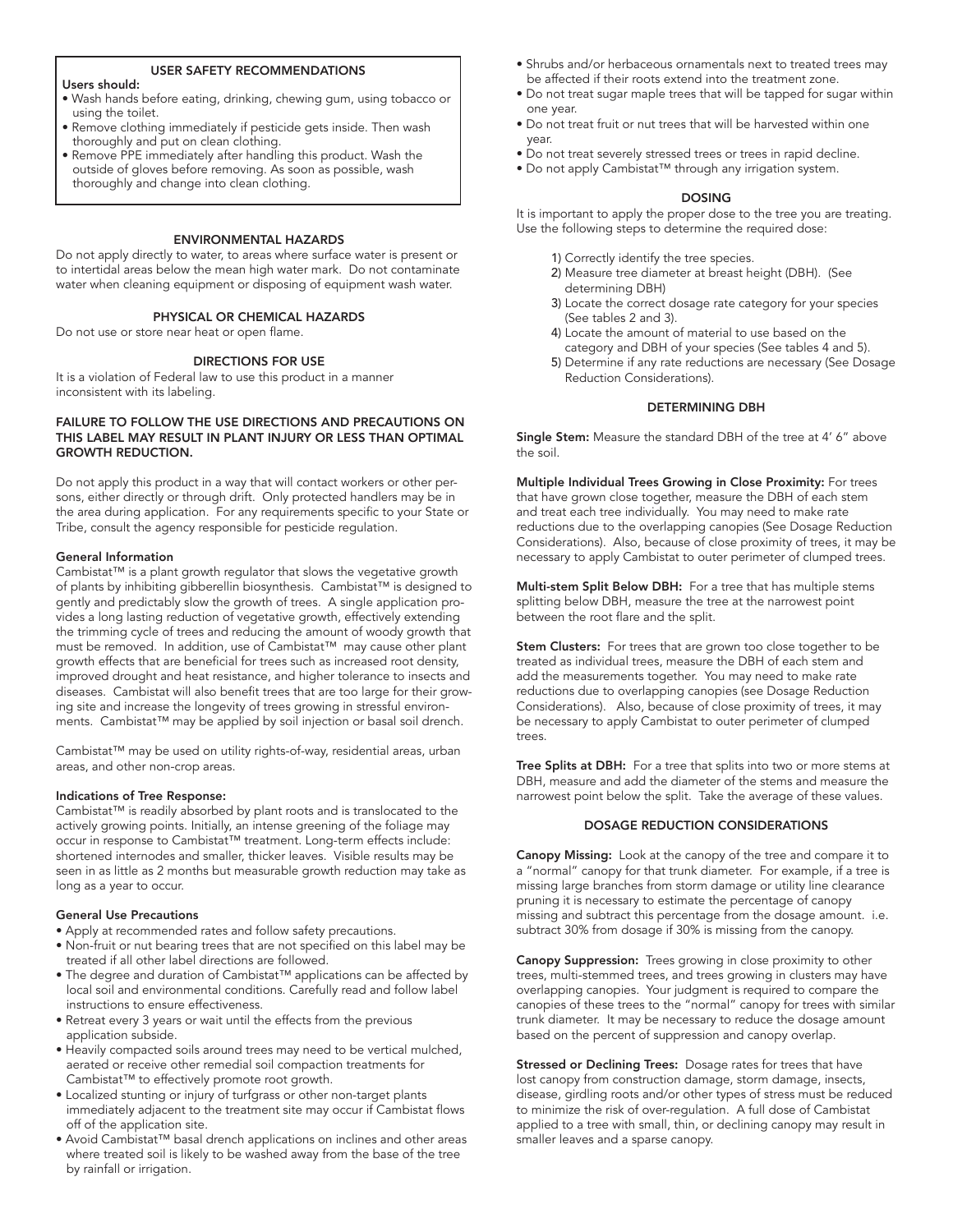## USER SAFETY RECOMMENDATIONS

**Users should:**

- Wash hands before eating, drinking, chewing gum, using tobacco or using the toilet.
- Remove clothing immediately if pesticide gets inside. Then wash thoroughly and put on clean clothing.
- Remove PPE immediately after handling this product. Wash the outside of gloves before removing. As soon as possible, wash thoroughly and change into clean clothing.

## ENVIRONMENTAL HAZARDS

Do not apply directly to water, to areas where surface water is present or to intertidal areas below the mean high water mark. Do not contaminate water when cleaning equipment or disposing of equipment wash water.

## PHYSICAL OR CHEMICAL HAZARDS

Do not use or store near heat or open flame.

## DIRECTIONS FOR USE

It is a violation of Federal law to use this product in a manner inconsistent with its labeling.

**FAILURE TO FOLLOW THE USE DIRECTIONS AND PRECAUTIONS ON THIS LABEL MAY RESULT IN PLANT INJURY OR LESS THAN OPTIMAL GROWTH REDUCTION.**

Do not apply this product in a way that will contact workers or other persons, either directly or through drift. Only protected handlers may be in the area during application. For any requirements specific to your State or Tribe, consult the agency responsible for pesticide regulation.

### General Information

Cambistat™ is a plant growth regulator that slows the vegetative growth of plants by inhibiting gibberellin biosynthesis. Cambistat™ is designed to gently and predictably slow the growth of trees. A single application provides a long lasting reduction of vegetative growth, effectively extending the trimming cycle of trees and reducing the amount of woody growth that must be removed. In addition, use of Cambistat™ may cause other plant growth effects that are beneficial for trees such as increased root density, improved drought and heat resistance, and higher tolerance to insects and diseases. Cambistat will also benefit trees that are too large for their growing site and increase the longevity of trees growing in stressful environments. Cambistat™ may be applied by soil injection or basal soil drench.

Cambistat™ may be used on utility rights-of-way, residential areas, urban areas, and other non-crop areas.

### Indications of Tree Response:

Cambistat™ is readily absorbed by plant roots and is translocated to the actively growing points. Initially, an intense greening of the foliage may occur in response to Cambistat™ treatment. Long-term effects include: shortened internodes and smaller, thicker leaves. Visible results may be seen in as little as 2 months but measurable growth reduction may take as long as a year to occur.

### General Use Precautions

- Apply at recommended rates and follow safety precautions.
- Non-fruit or nut bearing trees that are not specified on this label may be treated if all other label directions are followed.
- The degree and duration of Cambistat™ applications can be affected by local soil and environmental conditions. Carefully read and follow label instructions to ensure effectiveness.
- Retreat every 3 years or wait until the effects from the previous application subside.
- Heavily compacted soils around trees may need to be vertical mulched, aerated or receive other remedial soil compaction treatments for Cambistat™ to effectively promote root growth.
- Localized stunting or injury of turfgrass or other non-target plants immediately adjacent to the treatment site may occur if Cambistat flows off of the application site.
- Avoid Cambistat™ basal drench applications on inclines and other areas where treated soil is likely to be washed away from the base of the tree by rainfall or irrigation.
- Shrubs and/or herbaceous ornamentals next to treated trees may be affected if their roots extend into the treatment zone.
- Do not treat sugar maple trees that will be tapped for sugar within one year.
- Do not treat fruit or nut trees that will be harvested within one year.
- Do not treat severely stressed trees or trees in rapid decline.
- Do not apply Cambistat™ through any irrigation system.

## DOSING

It is important to apply the proper dose to the tree you are treating. Use the following steps to determine the required dose:

1) Correctly identify the tree species.
2) Measure tree diameter at breast height (DBH). (See determining DBH)
3) Locate the correct dosage rate category for your species (See tables 2 and 3).
4) Locate the amount of material to use based on the category and DBH of your species (See tables 4 and 5).
5) Determine if any rate reductions are necessary (See Dosage Reduction Considerations).

## DETERMINING DBH

**Single Stem:** Measure the standard DBH of the tree at 4' 6" above the soil.

**Multiple Individual Trees Growing in Close Proximity:** For trees that have grown close together, measure the DBH of each stem and treat each tree individually. You may need to make rate reductions due to the overlapping canopies (See Dosage Reduction Considerations). Also, because of close proximity of trees, it may be necessary to apply Cambistat to outer perimeter of clumped trees.

**Multi-stem Split Below DBH:** For a tree that has multiple stems splitting below DBH, measure the tree at the narrowest point between the root flare and the split.

**Stem Clusters:** For trees that are grown too close together to be treated as individual trees, measure the DBH of each stem and add the measurements together. You may need to make rate reductions due to overlapping canopies (see Dosage Reduction Considerations). Also, because of close proximity of trees, it may be necessary to apply Cambistat to outer perimeter of clumped trees.

**Tree Splits at DBH:** For a tree that splits into two or more stems at DBH, measure and add the diameter of the stems and measure the narrowest point below the split. Take the average of these values.

## DOSAGE REDUCTION CONSIDERATIONS

**Canopy Missing:** Look at the canopy of the tree and compare it to a "normal" canopy for that trunk diameter. For example, if a tree is missing large branches from storm damage or utility line clearance pruning it is necessary to estimate the percentage of canopy missing and subtract this percentage from the dosage amount. i.e. subtract 30% from dosage if 30% is missing from the canopy.

**Canopy Suppression:** Trees growing in close proximity to other trees, multi-stemmed trees, and trees growing in clusters may have overlapping canopies. Your judgment is required to compare the canopies of these trees to the "normal" canopy for trees with similar trunk diameter. It may be necessary to reduce the dosage amount based on the percent of suppression and canopy overlap.

**Stressed or Declining Trees:** Dosage rates for trees that have lost canopy from construction damage, storm damage, insects, disease, girdling roots and/or other types of stress must be reduced to minimize the risk of over-regulation. A full dose of Cambistat applied to a tree with small, thin, or declining canopy may result in smaller leaves and a sparse canopy.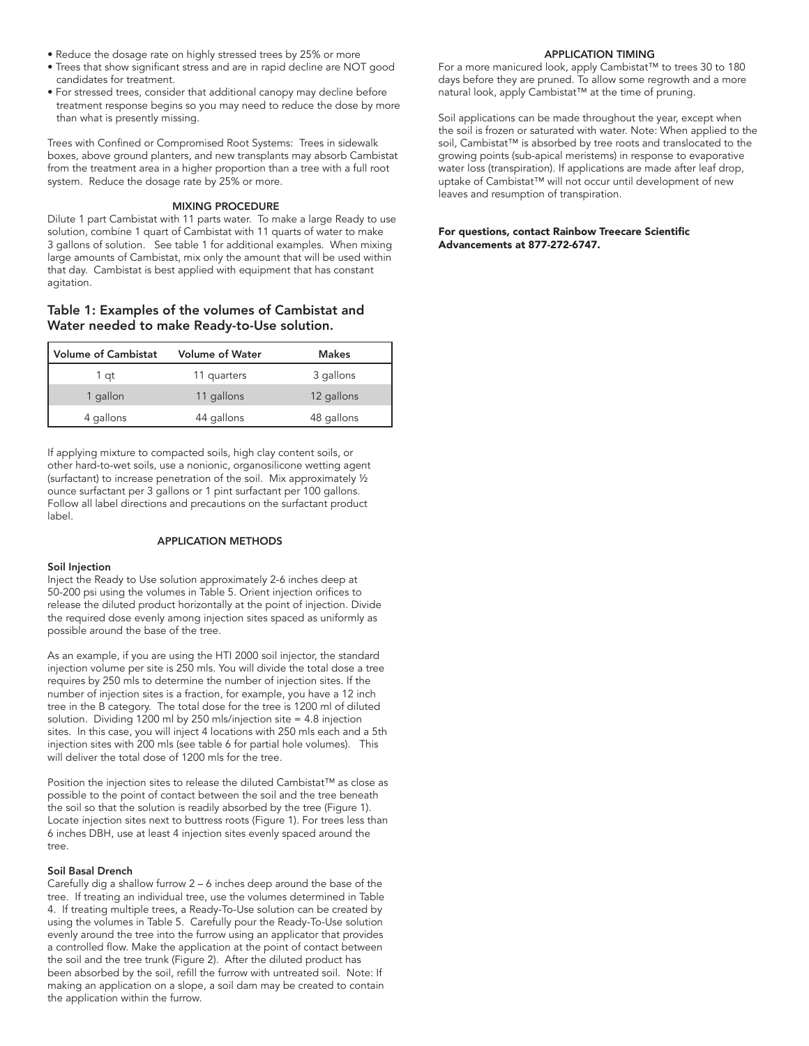- Reduce the dosage rate on highly stressed trees by 25% or more
- Trees that show significant stress and are in rapid decline are NOT good candidates for treatment.
- For stressed trees, consider that additional canopy may decline before treatment response begins so you may need to reduce the dose by more than what is presently missing.

Trees with Confined or Compromised Root Systems: Trees in sidewalk boxes, above ground planters, and new transplants may absorb Cambistat from the treatment area in a higher proportion than a tree with a full root system. Reduce the dosage rate by 25% or more.

### MIXING PROCEDURE

Dilute 1 part Cambistat with 11 parts water. To make a large Ready to use solution, combine 1 quart of Cambistat with 11 quarts of water to make 3 gallons of solution. See table 1 for additional examples. When mixing large amounts of Cambistat, mix only the amount that will be used within that day. Cambistat is best applied with equipment that has constant agitation.

## Table 1: Examples of the volumes of Cambistat and Water needed to make Ready-to-Use solution.

| Volume of Cambistat | Volume of Water | Makes |
|---|---|---|
| 1 qt | 11 quarters | 3 gallons |
| 1 gallon | 11 gallons | 12 gallons |
| 4 gallons | 44 gallons | 48 gallons |

If applying mixture to compacted soils, high clay content soils, or other hard-to-wet soils, use a nonionic, organosilicone wetting agent (surfactant) to increase penetration of the soil. Mix approximately ½ ounce surfactant per 3 gallons or 1 pint surfactant per 100 gallons. Follow all label directions and precautions on the surfactant product label.

### APPLICATION METHODS

**Soil Injection**

Inject the Ready to Use solution approximately 2-6 inches deep at 50-200 psi using the volumes in Table 5. Orient injection orifices to release the diluted product horizontally at the point of injection. Divide the required dose evenly among injection sites spaced as uniformly as possible around the base of the tree.

As an example, if you are using the HTI 2000 soil injector, the standard injection volume per site is 250 mls. You will divide the total dose a tree requires by 250 mls to determine the number of injection sites. If the number of injection sites is a fraction, for example, you have a 12 inch tree in the B category. The total dose for the tree is 1200 ml of diluted solution. Dividing 1200 ml by 250 mls/injection site = 4.8 injection sites. In this case, you will inject 4 locations with 250 mls each and a 5th injection sites with 200 mls (see table 6 for partial hole volumes). This will deliver the total dose of 1200 mls for the tree.

Position the injection sites to release the diluted Cambistat™ as close as possible to the point of contact between the soil and the tree beneath the soil so that the solution is readily absorbed by the tree (Figure 1). Locate injection sites next to buttress roots (Figure 1). For trees less than 6 inches DBH, use at least 4 injection sites evenly spaced around the tree.

**Soil Basal Drench**

Carefully dig a shallow furrow 2 – 6 inches deep around the base of the tree. If treating an individual tree, use the volumes determined in Table 4. If treating multiple trees, a Ready-To-Use solution can be created by using the volumes in Table 5. Carefully pour the Ready-To-Use solution evenly around the tree into the furrow using an applicator that provides a controlled flow. Make the application at the point of contact between the soil and the tree trunk (Figure 2). After the diluted product has been absorbed by the soil, refill the furrow with untreated soil. Note: If making an application on a slope, a soil dam may be created to contain the application within the furrow.

### APPLICATION TIMING

For a more manicured look, apply Cambistat™ to trees 30 to 180 days before they are pruned. To allow some regrowth and a more natural look, apply Cambistat™ at the time of pruning.

Soil applications can be made throughout the year, except when the soil is frozen or saturated with water. Note: When applied to the soil, Cambistat™ is absorbed by tree roots and translocated to the growing points (sub-apical meristems) in response to evaporative water loss (transpiration). If applications are made after leaf drop, uptake of Cambistat™ will not occur until development of new leaves and resumption of transpiration.

**For questions, contact Rainbow Treecare Scientific Advancements at 877-272-6747.**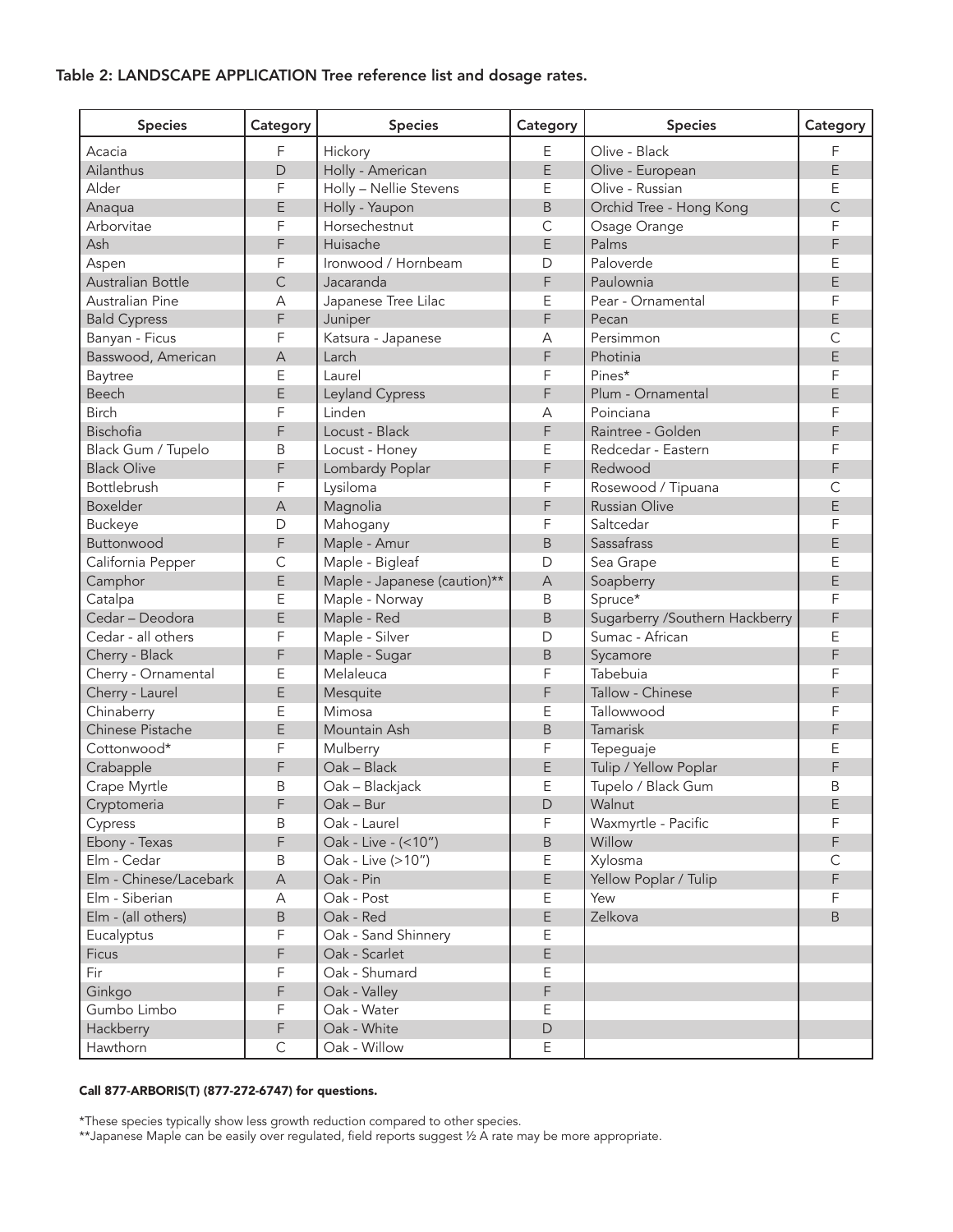## Table 2: LANDSCAPE APPLICATION Tree reference list and dosage rates.

| Species | Category | Species | Category | Species | Category |
|---|---|---|---|---|---|
| Acacia | F | Hickory | E | Olive - Black | F |
| Ailanthus | D | Holly - American | E | Olive - European | E |
| Alder | F | Holly – Nellie Stevens | E | Olive - Russian | E |
| Anaqua | E | Holly - Yaupon | B | Orchid Tree - Hong Kong | C |
| Arborvitae | F | Horsechestnut | C | Osage Orange | F |
| Ash | F | Huisache | E | Palms | F |
| Aspen | F | Ironwood / Hornbeam | D | Paloverde | E |
| Australian Bottle | C | Jacaranda | F | Paulownia | E |
| Australian Pine | A | Japanese Tree Lilac | E | Pear - Ornamental | F |
| Bald Cypress | F | Juniper | F | Pecan | E |
| Banyan - Ficus | F | Katsura - Japanese | A | Persimmon | C |
| Basswood, American | A | Larch | F | Photinia | E |
| Baytree | E | Laurel | F | Pines* | F |
| Beech | E | Leyland Cypress | F | Plum - Ornamental | E |
| Birch | F | Linden | A | Poinciana | F |
| Bischofia | F | Locust - Black | F | Raintree - Golden | F |
| Black Gum / Tupelo | B | Locust - Honey | E | Redcedar - Eastern | F |
| Black Olive | F | Lombardy Poplar | F | Redwood | F |
| Bottlebrush | F | Lysiloma | F | Rosewood / Tipuana | C |
| Boxelder | A | Magnolia | F | Russian Olive | E |
| Buckeye | D | Mahogany | F | Saltcedar | F |
| Buttonwood | F | Maple - Amur | B | Sassafrass | E |
| California Pepper | C | Maple - Bigleaf | D | Sea Grape | E |
| Camphor | E | Maple - Japanese (caution)** | A | Soapberry | E |
| Catalpa | E | Maple - Norway | B | Spruce* | F |
| Cedar – Deodora | E | Maple - Red | B | Sugarberry /Southern Hackberry | F |
| Cedar - all others | F | Maple - Silver | D | Sumac - African | E |
| Cherry - Black | F | Maple - Sugar | B | Sycamore | F |
| Cherry - Ornamental | E | Melaleuca | F | Tabebuia | F |
| Cherry - Laurel | E | Mesquite | F | Tallow - Chinese | F |
| Chinaberry | E | Mimosa | E | Tallowwood | F |
| Chinese Pistache | E | Mountain Ash | B | Tamarisk | F |
| Cottonwood* | F | Mulberry | F | Tepeguaje | E |
| Crabapple | F | Oak – Black | E | Tulip / Yellow Poplar | F |
| Crape Myrtle | B | Oak – Blackjack | E | Tupelo / Black Gum | B |
| Cryptomeria | F | Oak – Bur | D | Walnut | E |
| Cypress | B | Oak - Laurel | F | Waxmyrtle - Pacific | F |
| Ebony - Texas | F | Oak - Live - (<10") | B | Willow | F |
| Elm - Cedar | B | Oak - Live (>10") | E | Xylosma | C |
| Elm - Chinese/Lacebark | A | Oak - Pin | E | Yellow Poplar / Tulip | F |
| Elm - Siberian | A | Oak - Post | E | Yew | F |
| Elm - (all others) | B | Oak - Red | E | Zelkova | B |
| Eucalyptus | F | Oak - Sand Shinnery | E | | |
| Ficus | F | Oak - Scarlet | E | | |
| Fir | F | Oak - Shumard | E | | |
| Ginkgo | F | Oak - Valley | F | | |
| Gumbo Limbo | F | Oak - Water | E | | |
| Hackberry | F | Oak - White | D | | |
| Hawthorn | C | Oak - Willow | E | | |

**Call 877-ARBORIS(T) (877-272-6747) for questions.**

*These species typically show less growth reduction compared to other species.

**Japanese Maple can be easily over regulated, field reports suggest ½ A rate may be more appropriate.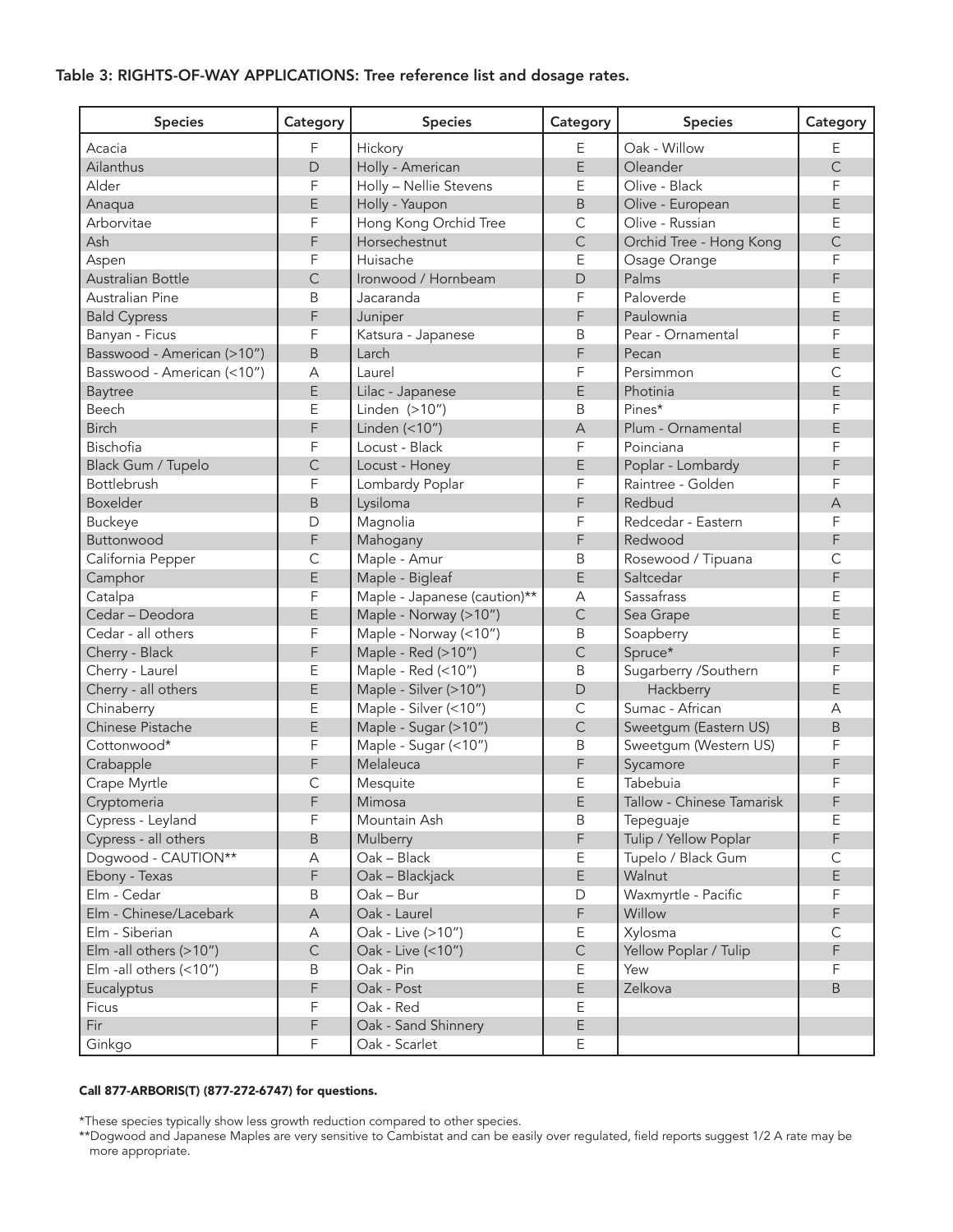### Table 3: RIGHTS-OF-WAY APPLICATIONS: Tree reference list and dosage rates.

| Species | Category | Species | Category | Species | Category |
|---|---|---|---|---|---|
| Acacia | F | Hickory | E | Oak - Willow | E |
| Ailanthus | D | Holly - American | E | Oleander | C |
| Alder | F | Holly – Nellie Stevens | E | Olive - Black | F |
| Anaqua | E | Holly - Yaupon | B | Olive - European | E |
| Arborvitae | F | Hong Kong Orchid Tree | C | Olive - Russian | E |
| Ash | F | Horsechestnut | C | Orchid Tree - Hong Kong | C |
| Aspen | F | Huisache | E | Osage Orange | F |
| Australian Bottle | C | Ironwood / Hornbeam | D | Palms | F |
| Australian Pine | B | Jacaranda | F | Paloverde | E |
| Bald Cypress | F | Juniper | F | Paulownia | E |
| Banyan - Ficus | F | Katsura - Japanese | B | Pear - Ornamental | F |
| Basswood - American (>10") | B | Larch | F | Pecan | E |
| Basswood - American (<10") | A | Laurel | F | Persimmon | C |
| Baytree | E | Lilac - Japanese | E | Photinia | E |
| Beech | E | Linden (>10") | B | Pines* | F |
| Birch | F | Linden (<10") | A | Plum - Ornamental | E |
| Bischofia | F | Locust - Black | F | Poinciana | F |
| Black Gum / Tupelo | C | Locust - Honey | E | Poplar - Lombardy | F |
| Bottlebrush | F | Lombardy Poplar | F | Raintree - Golden | F |
| Boxelder | B | Lysiloma | F | Redbud | A |
| Buckeye | D | Magnolia | F | Redcedar - Eastern | F |
| Buttonwood | F | Mahogany | F | Redwood | F |
| California Pepper | C | Maple - Amur | B | Rosewood / Tipuana | C |
| Camphor | E | Maple - Bigleaf | E | Saltcedar | F |
| Catalpa | F | Maple - Japanese (caution)** | A | Sassafrass | E |
| Cedar – Deodora | E | Maple - Norway (>10") | C | Sea Grape | E |
| Cedar - all others | F | Maple - Norway (<10") | B | Soapberry | E |
| Cherry - Black | F | Maple - Red (>10") | C | Spruce* | F |
| Cherry - Laurel | E | Maple - Red (<10") | B | Sugarberry /Southern | F |
| Cherry - all others | E | Maple - Silver (>10") | D | Hackberry | E |
| Chinaberry | E | Maple - Silver (<10") | C | Sumac - African | A |
| Chinese Pistache | E | Maple - Sugar (>10") | C | Sweetgum (Eastern US) | B |
| Cottonwood* | F | Maple - Sugar (<10") | B | Sweetgum (Western US) | F |
| Crabapple | F | Melaleuca | F | Sycamore | F |
| Crape Myrtle | C | Mesquite | E | Tabebuia | F |
| Cryptomeria | F | Mimosa | E | Tallow - Chinese Tamarisk | F |
| Cypress - Leyland | F | Mountain Ash | B | Tepeguaje | E |
| Cypress - all others | B | Mulberry | F | Tulip / Yellow Poplar | F |
| Dogwood - CAUTION** | A | Oak – Black | E | Tupelo / Black Gum | C |
| Ebony - Texas | F | Oak – Blackjack | E | Walnut | E |
| Elm - Cedar | B | Oak – Bur | D | Waxmyrtle - Pacific | F |
| Elm - Chinese/Lacebark | A | Oak - Laurel | F | Willow | F |
| Elm - Siberian | A | Oak - Live (>10") | E | Xylosma | C |
| Elm -all others (>10") | C | Oak - Live (<10") | C | Yellow Poplar / Tulip | F |
| Elm -all others (<10") | B | Oak - Pin | E | Yew | F |
| Eucalyptus | F | Oak - Post | E | Zelkova | B |
| Ficus | F | Oak - Red | E | | |
| Fir | F | Oak - Sand Shinnery | E | | |
| Ginkgo | F | Oak - Scarlet | E | | |

**Call 877-ARBORIS(T) (877-272-6747) for questions.**

*These species typically show less growth reduction compared to other species.

**Dogwood and Japanese Maples are very sensitive to Cambistat and can be easily over regulated, field reports suggest 1/2 A rate may be more appropriate.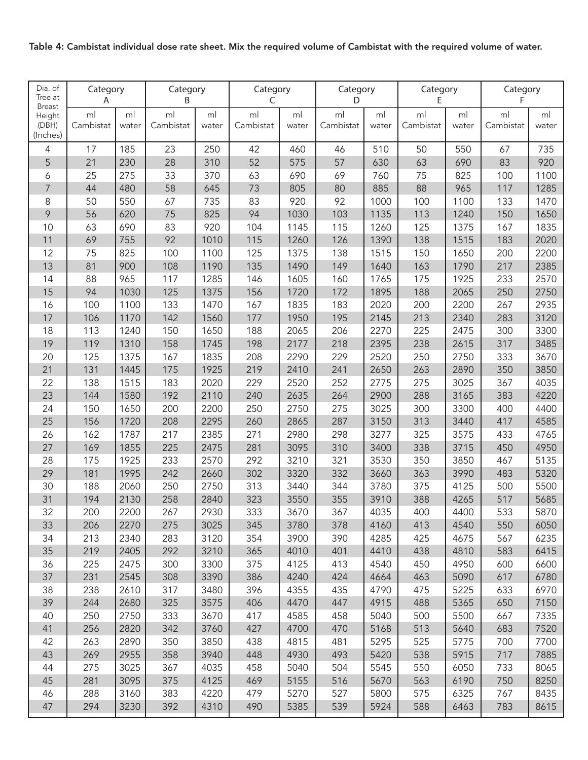**Table 4: Cambistat individual dose rate sheet. Mix the required volume of Cambistat with the required volume of water.**

| Dia. of Tree at Breast Height (DBH) (Inches) | Category A | | Category B | | Category C | | Category D | | Category E | | Category F | |
|---|---|---|---|---|---|---|---|---|---|---|---|---|
| | ml Cambistat | ml water | ml Cambistat | ml water | ml Cambistat | ml water | ml Cambistat | ml water | ml Cambistat | ml water | ml Cambistat | ml water |
| 4 | 17 | 185 | 23 | 250 | 42 | 460 | 46 | 510 | 50 | 550 | 67 | 735 |
| 5 | 21 | 230 | 28 | 310 | 52 | 575 | 57 | 630 | 63 | 690 | 83 | 920 |
| 6 | 25 | 275 | 33 | 370 | 63 | 690 | 69 | 760 | 75 | 825 | 100 | 1100 |
| 7 | 44 | 480 | 58 | 645 | 73 | 805 | 80 | 885 | 88 | 965 | 117 | 1285 |
| 8 | 50 | 550 | 67 | 735 | 83 | 920 | 92 | 1000 | 100 | 1100 | 133 | 1470 |
| 9 | 56 | 620 | 75 | 825 | 94 | 1030 | 103 | 1135 | 113 | 1240 | 150 | 1650 |
| 10 | 63 | 690 | 83 | 920 | 104 | 1145 | 115 | 1260 | 125 | 1375 | 167 | 1835 |
| 11 | 69 | 755 | 92 | 1010 | 115 | 1260 | 126 | 1390 | 138 | 1515 | 183 | 2020 |
| 12 | 75 | 825 | 100 | 1100 | 125 | 1375 | 138 | 1515 | 150 | 1650 | 200 | 2200 |
| 13 | 81 | 900 | 108 | 1190 | 135 | 1490 | 149 | 1640 | 163 | 1790 | 217 | 2385 |
| 14 | 88 | 965 | 117 | 1285 | 146 | 1605 | 160 | 1765 | 175 | 1925 | 233 | 2570 |
| 15 | 94 | 1030 | 125 | 1375 | 156 | 1720 | 172 | 1895 | 188 | 2065 | 250 | 2750 |
| 16 | 100 | 1100 | 133 | 1470 | 167 | 1835 | 183 | 2020 | 200 | 2200 | 267 | 2935 |
| 17 | 106 | 1170 | 142 | 1560 | 177 | 1950 | 195 | 2145 | 213 | 2340 | 283 | 3120 |
| 18 | 113 | 1240 | 150 | 1650 | 188 | 2065 | 206 | 2270 | 225 | 2475 | 300 | 3300 |
| 19 | 119 | 1310 | 158 | 1745 | 198 | 2177 | 218 | 2395 | 238 | 2615 | 317 | 3485 |
| 20 | 125 | 1375 | 167 | 1835 | 208 | 2290 | 229 | 2520 | 250 | 2750 | 333 | 3670 |
| 21 | 131 | 1445 | 175 | 1925 | 219 | 2410 | 241 | 2650 | 263 | 2890 | 350 | 3850 |
| 22 | 138 | 1515 | 183 | 2020 | 229 | 2520 | 252 | 2775 | 275 | 3025 | 367 | 4035 |
| 23 | 144 | 1580 | 192 | 2110 | 240 | 2635 | 264 | 2900 | 288 | 3165 | 383 | 4220 |
| 24 | 150 | 1650 | 200 | 2200 | 250 | 2750 | 275 | 3025 | 300 | 3300 | 400 | 4400 |
| 25 | 156 | 1720 | 208 | 2295 | 260 | 2865 | 287 | 3150 | 313 | 3440 | 417 | 4585 |
| 26 | 162 | 1787 | 217 | 2385 | 271 | 2980 | 298 | 3277 | 325 | 3575 | 433 | 4765 |
| 27 | 169 | 1855 | 225 | 2475 | 281 | 3095 | 310 | 3400 | 338 | 3715 | 450 | 4950 |
| 28 | 175 | 1925 | 233 | 2570 | 292 | 3210 | 321 | 3530 | 350 | 3850 | 467 | 5135 |
| 29 | 181 | 1995 | 242 | 2660 | 302 | 3320 | 332 | 3660 | 363 | 3990 | 483 | 5320 |
| 30 | 188 | 2060 | 250 | 2750 | 313 | 3440 | 344 | 3780 | 375 | 4125 | 500 | 5500 |
| 31 | 194 | 2130 | 258 | 2840 | 323 | 3550 | 355 | 3910 | 388 | 4265 | 517 | 5685 |
| 32 | 200 | 2200 | 267 | 2930 | 333 | 3670 | 367 | 4035 | 400 | 4400 | 533 | 5870 |
| 33 | 206 | 2270 | 275 | 3025 | 345 | 3780 | 378 | 4160 | 413 | 4540 | 550 | 6050 |
| 34 | 213 | 2340 | 283 | 3120 | 354 | 3900 | 390 | 4285 | 425 | 4675 | 567 | 6235 |
| 35 | 219 | 2405 | 292 | 3210 | 365 | 4010 | 401 | 4410 | 438 | 4810 | 583 | 6415 |
| 36 | 225 | 2475 | 300 | 3300 | 375 | 4125 | 413 | 4540 | 450 | 4950 | 600 | 6600 |
| 37 | 231 | 2545 | 308 | 3390 | 386 | 4240 | 424 | 4664 | 463 | 5090 | 617 | 6780 |
| 38 | 238 | 2610 | 317 | 3480 | 396 | 4355 | 435 | 4790 | 475 | 5225 | 633 | 6970 |
| 39 | 244 | 2680 | 325 | 3575 | 406 | 4470 | 447 | 4915 | 488 | 5365 | 650 | 7150 |
| 40 | 250 | 2750 | 333 | 3670 | 417 | 4585 | 458 | 5040 | 500 | 5500 | 667 | 7335 |
| 41 | 256 | 2820 | 342 | 3760 | 427 | 4700 | 470 | 5168 | 513 | 5640 | 683 | 7520 |
| 42 | 263 | 2890 | 350 | 3850 | 438 | 4815 | 481 | 5295 | 525 | 5775 | 700 | 7700 |
| 43 | 269 | 2955 | 358 | 3940 | 448 | 4930 | 493 | 5420 | 538 | 5915 | 717 | 7885 |
| 44 | 275 | 3025 | 367 | 4035 | 458 | 5040 | 504 | 5545 | 550 | 6050 | 733 | 8065 |
| 45 | 281 | 3095 | 375 | 4125 | 469 | 5155 | 516 | 5670 | 563 | 6190 | 750 | 8250 |
| 46 | 288 | 3160 | 383 | 4220 | 479 | 5270 | 527 | 5800 | 575 | 6325 | 767 | 8435 |
| 47 | 294 | 3230 | 392 | 4310 | 490 | 5385 | 539 | 5924 | 588 | 6463 | 783 | 8615 |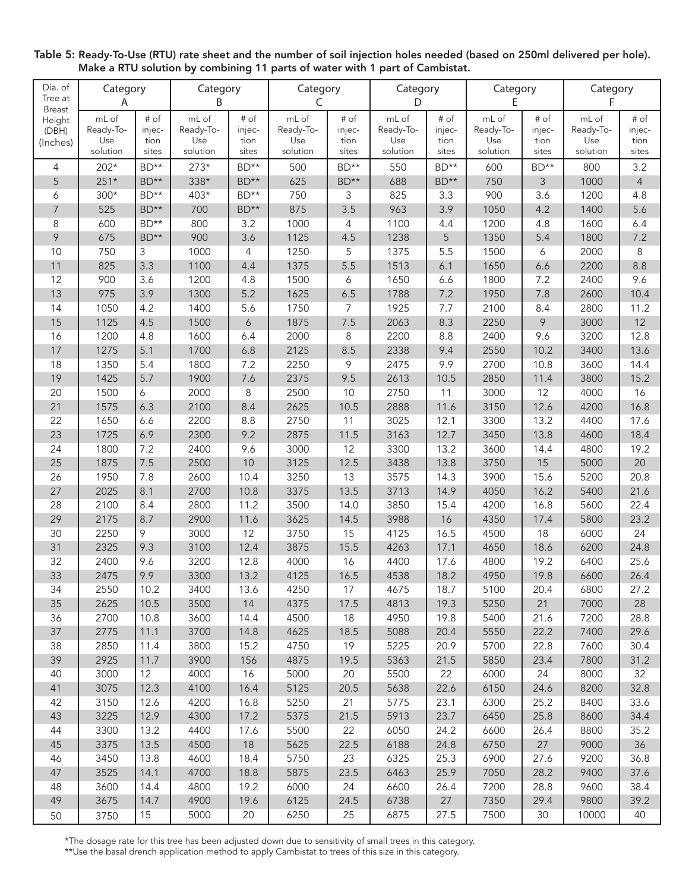**Table 5: Ready-To-Use (RTU) rate sheet and the number of soil injection holes needed (based on 250ml delivered per hole). Make a RTU solution by combining 11 parts of water with 1 part of Cambistat.**

| Dia. of Tree at Breast Height (DBH) (Inches) | Category A | | Category B | | Category C | | Category D | | Category E | | Category F | |
|---|---|---|---|---|---|---|---|---|---|---|---|---|
| | mL of Ready-To-Use solution | # of injection sites | mL of Ready-To-Use solution | # of injection sites | mL of Ready-To-Use solution | # of injection sites | mL of Ready-To-Use solution | # of injection sites | mL of Ready-To-Use solution | # of injection sites | mL of Ready-To-Use solution | # of injection sites |
| 4 | 202* | BD** | 273* | BD** | 500 | BD** | 550 | BD** | 600 | BD** | 800 | 3.2 |
| 5 | 251* | BD** | 338* | BD** | 625 | BD** | 688 | BD** | 750 | 3 | 1000 | 4 |
| 6 | 300* | BD** | 403* | BD** | 750 | 3 | 825 | 3.3 | 900 | 3.6 | 1200 | 4.8 |
| 7 | 525 | BD** | 700 | BD** | 875 | 3.5 | 963 | 3.9 | 1050 | 4.2 | 1400 | 5.6 |
| 8 | 600 | BD** | 800 | 3.2 | 1000 | 4 | 1100 | 4.4 | 1200 | 4.8 | 1600 | 6.4 |
| 9 | 675 | BD** | 900 | 3.6 | 1125 | 4.5 | 1238 | 5 | 1350 | 5.4 | 1800 | 7.2 |
| 10 | 750 | 3 | 1000 | 4 | 1250 | 5 | 1375 | 5.5 | 1500 | 6 | 2000 | 8 |
| 11 | 825 | 3.3 | 1100 | 4.4 | 1375 | 5.5 | 1513 | 6.1 | 1650 | 6.6 | 2200 | 8.8 |
| 12 | 900 | 3.6 | 1200 | 4.8 | 1500 | 6 | 1650 | 6.6 | 1800 | 7.2 | 2400 | 9.6 |
| 13 | 975 | 3.9 | 1300 | 5.2 | 1625 | 6.5 | 1788 | 7.2 | 1950 | 7.8 | 2600 | 10.4 |
| 14 | 1050 | 4.2 | 1400 | 5.6 | 1750 | 7 | 1925 | 7.7 | 2100 | 8.4 | 2800 | 11.2 |
| 15 | 1125 | 4.5 | 1500 | 6 | 1875 | 7.5 | 2063 | 8.3 | 2250 | 9 | 3000 | 12 |
| 16 | 1200 | 4.8 | 1600 | 6.4 | 2000 | 8 | 2200 | 8.8 | 2400 | 9.6 | 3200 | 12.8 |
| 17 | 1275 | 5.1 | 1700 | 6.8 | 2125 | 8.5 | 2338 | 9.4 | 2550 | 10.2 | 3400 | 13.6 |
| 18 | 1350 | 5.4 | 1800 | 7.2 | 2250 | 9 | 2475 | 9.9 | 2700 | 10.8 | 3600 | 14.4 |
| 19 | 1425 | 5.7 | 1900 | 7.6 | 2375 | 9.5 | 2613 | 10.5 | 2850 | 11.4 | 3800 | 15.2 |
| 20 | 1500 | 6 | 2000 | 8 | 2500 | 10 | 2750 | 11 | 3000 | 12 | 4000 | 16 |
| 21 | 1575 | 6.3 | 2100 | 8.4 | 2625 | 10.5 | 2888 | 11.6 | 3150 | 12.6 | 4200 | 16.8 |
| 22 | 1650 | 6.6 | 2200 | 8.8 | 2750 | 11 | 3025 | 12.1 | 3300 | 13.2 | 4400 | 17.6 |
| 23 | 1725 | 6.9 | 2300 | 9.2 | 2875 | 11.5 | 3163 | 12.7 | 3450 | 13.8 | 4600 | 18.4 |
| 24 | 1800 | 7.2 | 2400 | 9.6 | 3000 | 12 | 3300 | 13.2 | 3600 | 14.4 | 4800 | 19.2 |
| 25 | 1875 | 7.5 | 2500 | 10 | 3125 | 12.5 | 3438 | 13.8 | 3750 | 15 | 5000 | 20 |
| 26 | 1950 | 7.8 | 2600 | 10.4 | 3250 | 13 | 3575 | 14.3 | 3900 | 15.6 | 5200 | 20.8 |
| 27 | 2025 | 8.1 | 2700 | 10.8 | 3375 | 13.5 | 3713 | 14.9 | 4050 | 16.2 | 5400 | 21.6 |
| 28 | 2100 | 8.4 | 2800 | 11.2 | 3500 | 14.0 | 3850 | 15.4 | 4200 | 16.8 | 5600 | 22.4 |
| 29 | 2175 | 8.7 | 2900 | 11.6 | 3625 | 14.5 | 3988 | 16 | 4350 | 17.4 | 5800 | 23.2 |
| 30 | 2250 | 9 | 3000 | 12 | 3750 | 15 | 4125 | 16.5 | 4500 | 18 | 6000 | 24 |
| 31 | 2325 | 9.3 | 3100 | 12.4 | 3875 | 15.5 | 4263 | 17.1 | 4650 | 18.6 | 6200 | 24.8 |
| 32 | 2400 | 9.6 | 3200 | 12.8 | 4000 | 16 | 4400 | 17.6 | 4800 | 19.2 | 6400 | 25.6 |
| 33 | 2475 | 9.9 | 3300 | 13.2 | 4125 | 16.5 | 4538 | 18.2 | 4950 | 19.8 | 6600 | 26.4 |
| 34 | 2550 | 10.2 | 3400 | 13.6 | 4250 | 17 | 4675 | 18.7 | 5100 | 20.4 | 6800 | 27.2 |
| 35 | 2625 | 10.5 | 3500 | 14 | 4375 | 17.5 | 4813 | 19.3 | 5250 | 21 | 7000 | 28 |
| 36 | 2700 | 10.8 | 3600 | 14.4 | 4500 | 18 | 4950 | 19.8 | 5400 | 21.6 | 7200 | 28.8 |
| 37 | 2775 | 11.1 | 3700 | 14.8 | 4625 | 18.5 | 5088 | 20.4 | 5550 | 22.2 | 7400 | 29.6 |
| 38 | 2850 | 11.4 | 3800 | 15.2 | 4750 | 19 | 5225 | 20.9 | 5700 | 22.8 | 7600 | 30.4 |
| 39 | 2925 | 11.7 | 3900 | 156 | 4875 | 19.5 | 5363 | 21.5 | 5850 | 23.4 | 7800 | 31.2 |
| 40 | 3000 | 12 | 4000 | 16 | 5000 | 20 | 5500 | 22 | 6000 | 24 | 8000 | 32 |
| 41 | 3075 | 12.3 | 4100 | 16.4 | 5125 | 20.5 | 5638 | 22.6 | 6150 | 24.6 | 8200 | 32.8 |
| 42 | 3150 | 12.6 | 4200 | 16.8 | 5250 | 21 | 5775 | 23.1 | 6300 | 25.2 | 8400 | 33.6 |
| 43 | 3225 | 12.9 | 4300 | 17.2 | 5375 | 21.5 | 5913 | 23.7 | 6450 | 25.8 | 8600 | 34.4 |
| 44 | 3300 | 13.2 | 4400 | 17.6 | 5500 | 22 | 6050 | 24.2 | 6600 | 26.4 | 8800 | 35.2 |
| 45 | 3375 | 13.5 | 4500 | 18 | 5625 | 22.5 | 6188 | 24.8 | 6750 | 27 | 9000 | 36 |
| 46 | 3450 | 13.8 | 4600 | 18.4 | 5750 | 23 | 6325 | 25.3 | 6900 | 27.6 | 9200 | 36.8 |
| 47 | 3525 | 14.1 | 4700 | 18.8 | 5875 | 23.5 | 6463 | 25.9 | 7050 | 28.2 | 9400 | 37.6 |
| 48 | 3600 | 14.4 | 4800 | 19.2 | 6000 | 24 | 6600 | 26.4 | 7200 | 28.8 | 9600 | 38.4 |
| 49 | 3675 | 14.7 | 4900 | 19.6 | 6125 | 24.5 | 6738 | 27 | 7350 | 29.4 | 9800 | 39.2 |
| 50 | 3750 | 15 | 5000 | 20 | 6250 | 25 | 6875 | 27.5 | 7500 | 30 | 10000 | 40 |

*The dosage rate for this tree has been adjusted down due to sensitivity of small trees in this category.

**Use the basal drench application method to apply Cambistat to trees of this size in this category.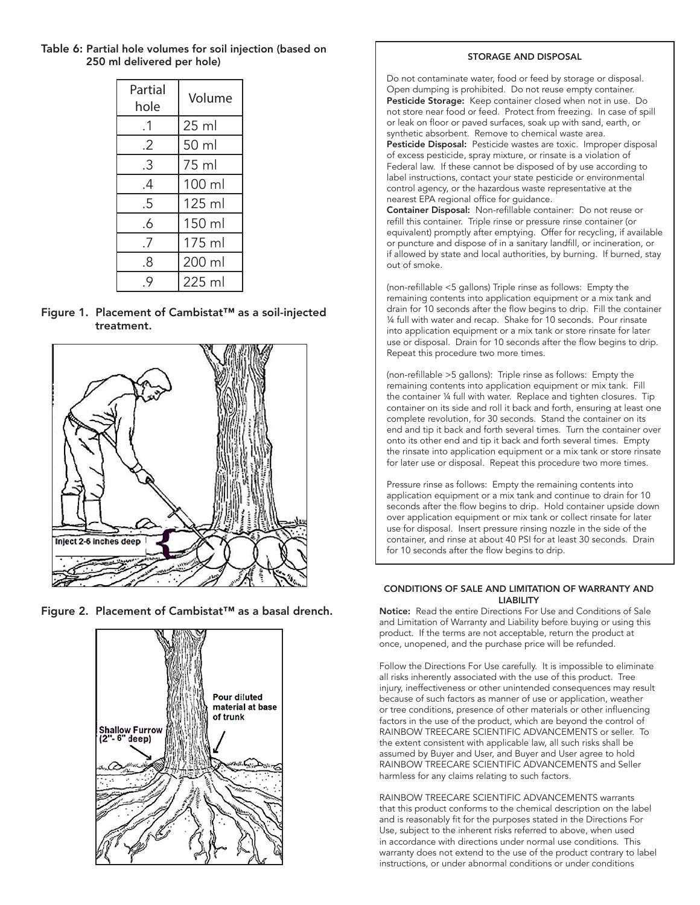Table 6: Partial hole volumes for soil injection (based on 250 ml delivered per hole)

| Partial hole | Volume |
|---|---|
| .1 | 25 ml |
| .2 | 50 ml |
| .3 | 75 ml |
| .4 | 100 ml |
| .5 | 125 ml |
| .6 | 150 ml |
| .7 | 175 ml |
| .8 | 200 ml |
| .9 | 225 ml |

**Figure 1. Placement of Cambistat™ as a soil-injected treatment.**

**Figure 2. Placement of Cambistat™ as a basal drench.**

### STORAGE AND DISPOSAL

Do not contaminate water, food or feed by storage or disposal. Open dumping is prohibited. Do not reuse empty container.

**Pesticide Storage:** Keep container closed when not in use. Do not store near food or feed. Protect from freezing. In case of spill or leak on floor or paved surfaces, soak up with sand, earth, or synthetic absorbent. Remove to chemical waste area.

**Pesticide Disposal:** Pesticide wastes are toxic. Improper disposal of excess pesticide, spray mixture, or rinsate is a violation of Federal law. If these cannot be disposed of by use according to label instructions, contact your state pesticide or environmental control agency, or the hazardous waste representative at the nearest EPA regional office for guidance.

**Container Disposal:** Non-refillable container: Do not reuse or refill this container. Triple rinse or pressure rinse container (or equivalent) promptly after emptying. Offer for recycling, if available or puncture and dispose of in a sanitary landfill, or incineration, or if allowed by state and local authorities, by burning. If burned, stay out of smoke.

(non-refillable <5 gallons) Triple rinse as follows: Empty the remaining contents into application equipment or a mix tank and drain for 10 seconds after the flow begins to drip. Fill the container ¼ full with water and recap. Shake for 10 seconds. Pour rinsate into application equipment or a mix tank or store rinsate for later use or disposal. Drain for 10 seconds after the flow begins to drip. Repeat this procedure two more times.

(non-refillable >5 gallons): Triple rinse as follows: Empty the remaining contents into application equipment or mix tank. Fill the container ¼ full with water. Replace and tighten closures. Tip container on its side and roll it back and forth, ensuring at least one complete revolution, for 30 seconds. Stand the container on its end and tip it back and forth several times. Turn the container over onto its other end and tip it back and forth several times. Empty the rinsate into application equipment or a mix tank or store rinsate for later use or disposal. Repeat this procedure two more times.

Pressure rinse as follows: Empty the remaining contents into application equipment or a mix tank and continue to drain for 10 seconds after the flow begins to drip. Hold container upside down over application equipment or mix tank or collect rinsate for later use for disposal. Insert pressure rinsing nozzle in the side of the container, and rinse at about 40 PSI for at least 30 seconds. Drain for 10 seconds after the flow begins to drip.

### CONDITIONS OF SALE AND LIMITATION OF WARRANTY AND LIABILITY

**Notice:** Read the entire Directions For Use and Conditions of Sale and Limitation of Warranty and Liability before buying or using this product. If the terms are not acceptable, return the product at once, unopened, and the purchase price will be refunded.

Follow the Directions For Use carefully. It is impossible to eliminate all risks inherently associated with the use of this product. Tree injury, ineffectiveness or other unintended consequences may result because of such factors as manner of use or application, weather or tree conditions, presence of other materials or other influencing factors in the use of the product, which are beyond the control of RAINBOW TREECARE SCIENTIFIC ADVANCEMENTS or seller. To the extent consistent with applicable law, all such risks shall be assumed by Buyer and User, and Buyer and User agree to hold RAINBOW TREECARE SCIENTIFIC ADVANCEMENTS and Seller harmless for any claims relating to such factors.

RAINBOW TREECARE SCIENTIFIC ADVANCEMENTS warrants that this product conforms to the chemical description on the label and is reasonably fit for the purposes stated in the Directions For Use, subject to the inherent risks referred to above, when used in accordance with directions under normal use conditions. This warranty does not extend to the use of the product contrary to label instructions, or under abnormal conditions or under conditions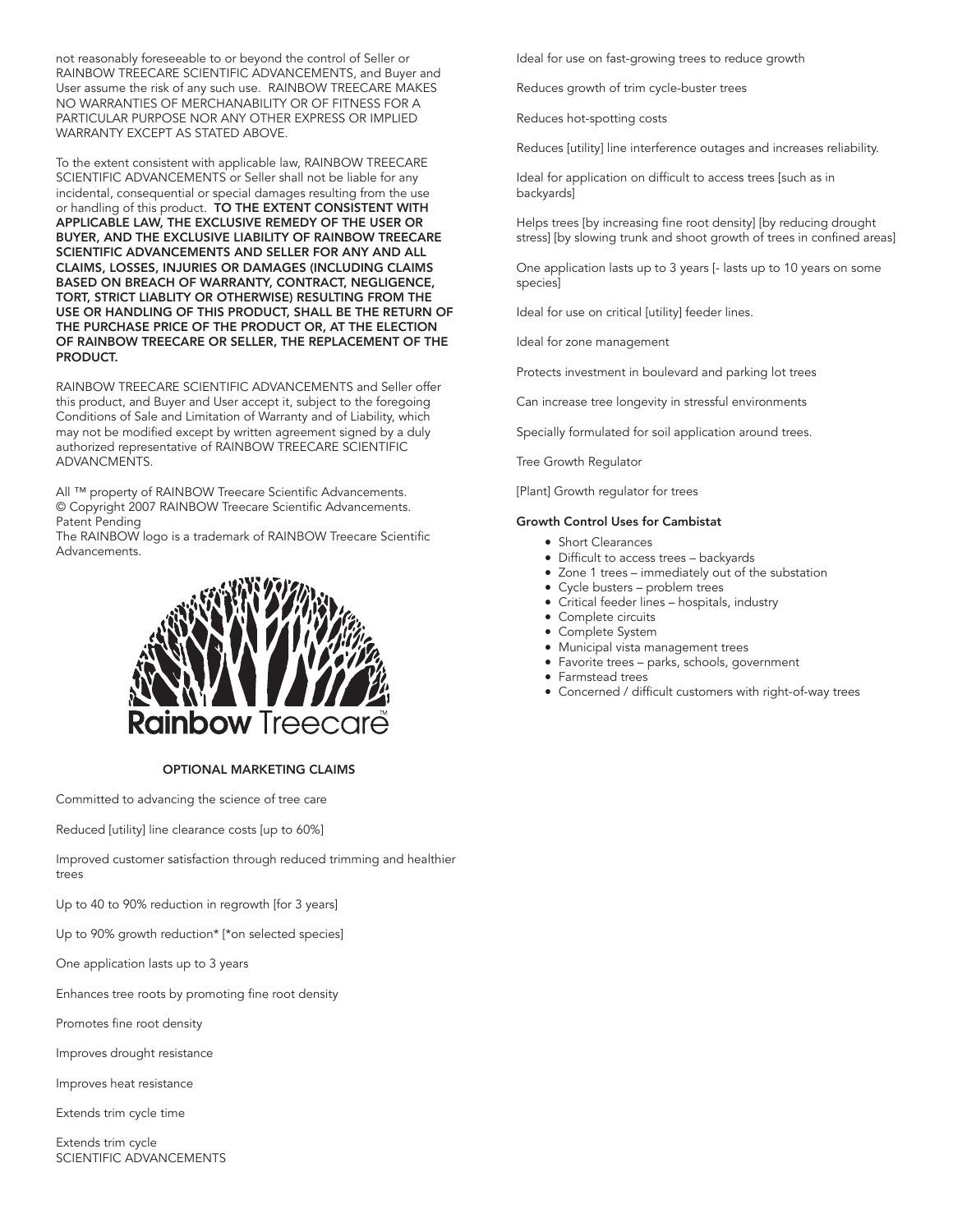not reasonably foreseeable to or beyond the control of Seller or RAINBOW TREECARE SCIENTIFIC ADVANCEMENTS, and Buyer and User assume the risk of any such use. RAINBOW TREECARE MAKES NO WARRANTIES OF MERCHANABILITY OR OF FITNESS FOR A PARTICULAR PURPOSE NOR ANY OTHER EXPRESS OR IMPLIED WARRANTY EXCEPT AS STATED ABOVE.

To the extent consistent with applicable law, RAINBOW TREECARE SCIENTIFIC ADVANCEMENTS or Seller shall not be liable for any incidental, consequential or special damages resulting from the use or handling of this product. **TO THE EXTENT CONSISTENT WITH APPLICABLE LAW, THE EXCLUSIVE REMEDY OF THE USER OR BUYER, AND THE EXCLUSIVE LIABILITY OF RAINBOW TREECARE SCIENTIFIC ADVANCEMENTS AND SELLER FOR ANY AND ALL CLAIMS, LOSSES, INJURIES OR DAMAGES (INCLUDING CLAIMS BASED ON BREACH OF WARRANTY, CONTRACT, NEGLIGENCE, TORT, STRICT LIABLITY OR OTHERWISE) RESULTING FROM THE USE OR HANDLING OF THIS PRODUCT, SHALL BE THE RETURN OF THE PURCHASE PRICE OF THE PRODUCT OR, AT THE ELECTION OF RAINBOW TREECARE OR SELLER, THE REPLACEMENT OF THE PRODUCT.**

RAINBOW TREECARE SCIENTIFIC ADVANCEMENTS and Seller offer this product, and Buyer and User accept it, subject to the foregoing Conditions of Sale and Limitation of Warranty and of Liability, which may not be modified except by written agreement signed by a duly authorized representative of RAINBOW TREECARE SCIENTIFIC ADVANCMENTS.

All ™ property of RAINBOW Treecare Scientific Advancements.
© Copyright 2007 RAINBOW Treecare Scientific Advancements.
Patent Pending
The RAINBOW logo is a trademark of RAINBOW Treecare Scientific Advancements.

Rainbow Treecare™

**OPTIONAL MARKETING CLAIMS**

Committed to advancing the science of tree care

Reduced [utility] line clearance costs [up to 60%]

Improved customer satisfaction through reduced trimming and healthier trees

Up to 40 to 90% reduction in regrowth [for 3 years]

Up to 90% growth reduction* [*on selected species]

One application lasts up to 3 years

Enhances tree roots by promoting fine root density

Promotes fine root density

Improves drought resistance

Improves heat resistance

Extends trim cycle time

Extends trim cycle
SCIENTIFIC ADVANCEMENTS

Ideal for use on fast-growing trees to reduce growth

Reduces growth of trim cycle-buster trees

Reduces hot-spotting costs

Reduces [utility] line interference outages and increases reliability.

Ideal for application on difficult to access trees [such as in backyards]

Helps trees [by increasing fine root density] [by reducing drought stress] [by slowing trunk and shoot growth of trees in confined areas]

One application lasts up to 3 years [- lasts up to 10 years on some species]

Ideal for use on critical [utility] feeder lines.

Ideal for zone management

Protects investment in boulevard and parking lot trees

Can increase tree longevity in stressful environments

Specially formulated for soil application around trees.

Tree Growth Regulator

[Plant] Growth regulator for trees

**Growth Control Uses for Cambistat**

- Short Clearances
- Difficult to access trees – backyards
- Zone 1 trees – immediately out of the substation
- Cycle busters – problem trees
- Critical feeder lines – hospitals, industry
- Complete circuits
- Complete System
- Municipal vista management trees
- Favorite trees – parks, schools, government
- Farmstead trees
- Concerned / difficult customers with right-of-way trees